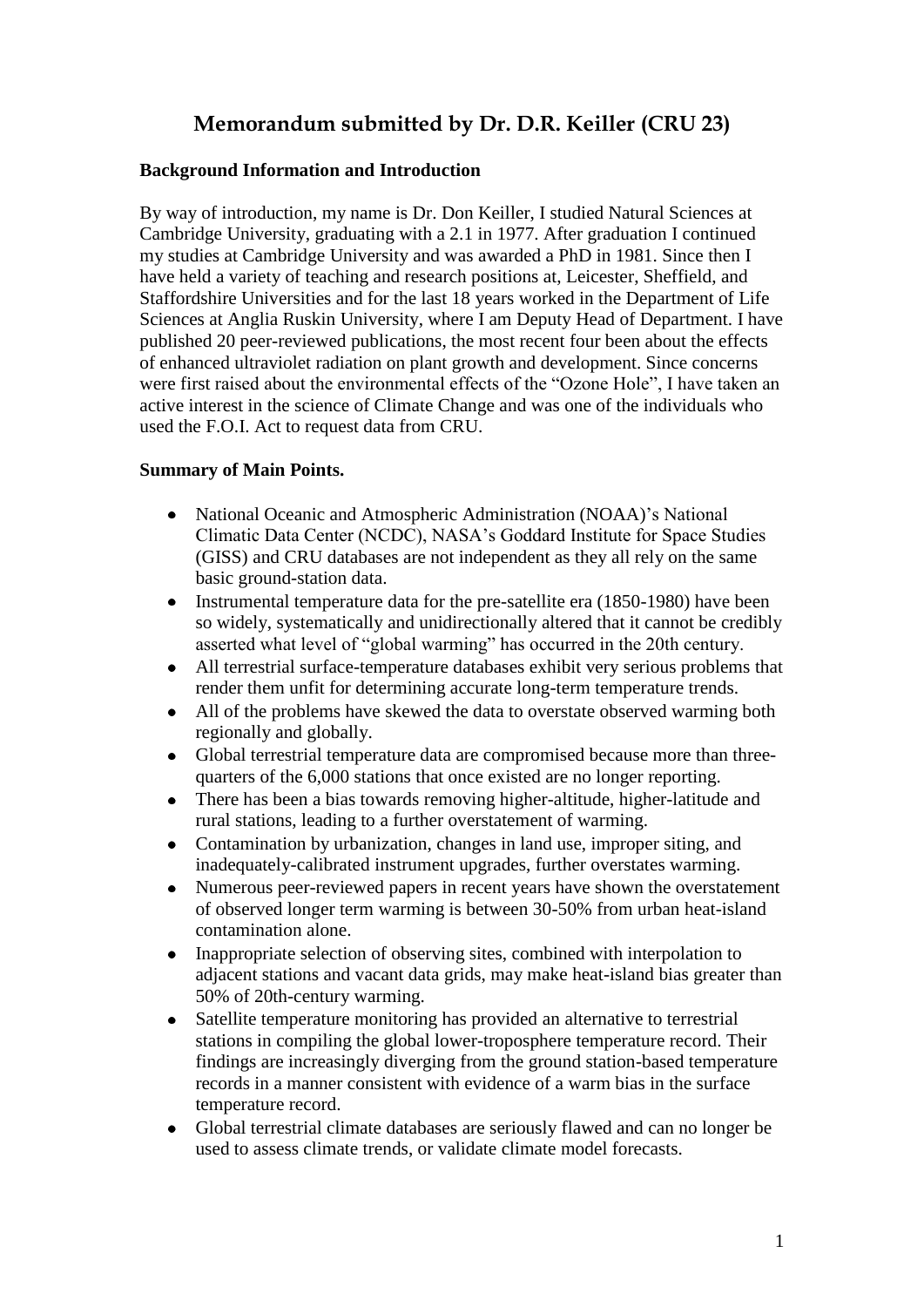# Memorandum submitted by Dr. D.R. Keiller (CRU 23)

**Background Information and Introduction**

By way of introduction, my name is Dr. Don Keiller, I studied Natural Sciences at Cambridge University, graduating with a 2.1 in 1977. After graduation I continued my studies at Cambridge University and was awarded a PhD in 1981. Since then I have held a variety of teaching and research positions at, Leicester, Sheffield, and Staffordshire Universities and for the last 18 years worked in the Department of Life Sciences at Anglia Ruskin University, where I am Deputy Head of Department. I have published 20 peer-reviewed publications, the most recent four been about the effects of enhanced ultraviolet radiation on plant growth and development. Since concerns were first raised about the environmental effects of the "Ozone Hole", I have taken an active interest in the science of Climate Change and was one of the individuals who used the F.O.I. Act to request data from CRU.

**Summary of Main Points.**

- National Oceanic and Atmospheric Administration (NOAA)'s National Climatic Data Center (NCDC), NASA's Goddard Institute for Space Studies (GISS) and CRU databases are not independent as they all rely on the same basic ground-station data.
- Instrumental temperature data for the pre-satellite era (1850-1980) have been so widely, systematically and unidirectionally altered that it cannot be credibly asserted what level of "global warming" has occurred in the 20th century.
- All terrestrial surface-temperature databases exhibit very serious problems that render them unfit for determining accurate long-term temperature trends.
- All of the problems have skewed the data to overstate observed warming both regionally and globally.
- Global terrestrial temperature data are compromised because more than three-quarters of the 6,000 stations that once existed are no longer reporting.
- There has been a bias towards removing higher-altitude, higher-latitude and rural stations, leading to a further overstatement of warming.
- Contamination by urbanization, changes in land use, improper siting, and inadequately-calibrated instrument upgrades, further overstates warming.
- Numerous peer-reviewed papers in recent years have shown the overstatement of observed longer term warming is between 30-50% from urban heat-island contamination alone.
- Inappropriate selection of observing sites, combined with interpolation to adjacent stations and vacant data grids, may make heat-island bias greater than 50% of 20th-century warming.
- Satellite temperature monitoring has provided an alternative to terrestrial stations in compiling the global lower-troposphere temperature record. Their findings are increasingly diverging from the ground station-based temperature records in a manner consistent with evidence of a warm bias in the surface temperature record.
- Global terrestrial climate databases are seriously flawed and can no longer be used to assess climate trends, or validate climate model forecasts.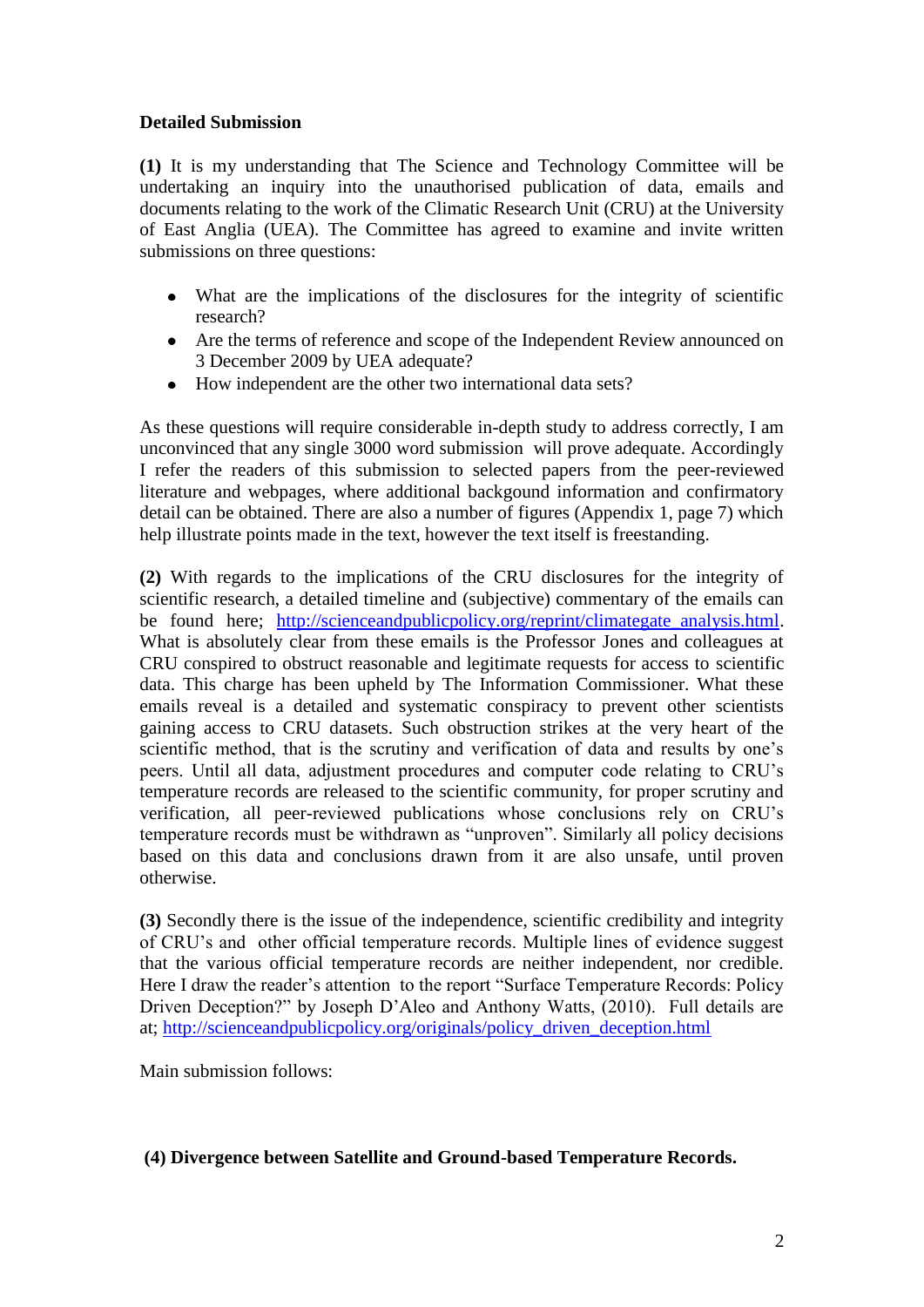**Detailed Submission**

**(1)** It is my understanding that The Science and Technology Committee will be undertaking an inquiry into the unauthorised publication of data, emails and documents relating to the work of the Climatic Research Unit (CRU) at the University of East Anglia (UEA). The Committee has agreed to examine and invite written submissions on three questions:

- What are the implications of the disclosures for the integrity of scientific research?
- Are the terms of reference and scope of the Independent Review announced on 3 December 2009 by UEA adequate?
- How independent are the other two international data sets?

As these questions will require considerable in-depth study to address correctly, I am unconvinced that any single 3000 word submission will prove adequate. Accordingly I refer the readers of this submission to selected papers from the peer-reviewed literature and webpages, where additional backgound information and confirmatory detail can be obtained. There are also a number of figures (Appendix 1, page 7) which help illustrate points made in the text, however the text itself is freestanding.

**(2)** With regards to the implications of the CRU disclosures for the integrity of scientific research, a detailed timeline and (subjective) commentary of the emails can be found here; http://scienceandpublicpolicy.org/reprint/climategate_analysis.html. What is absolutely clear from these emails is the Professor Jones and colleagues at CRU conspired to obstruct reasonable and legitimate requests for access to scientific data. This charge has been upheld by The Information Commissioner. What these emails reveal is a detailed and systematic conspiracy to prevent other scientists gaining access to CRU datasets. Such obstruction strikes at the very heart of the scientific method, that is the scrutiny and verification of data and results by one's peers. Until all data, adjustment procedures and computer code relating to CRU's temperature records are released to the scientific community, for proper scrutiny and verification, all peer-reviewed publications whose conclusions rely on CRU's temperature records must be withdrawn as "unproven". Similarly all policy decisions based on this data and conclusions drawn from it are also unsafe, until proven otherwise.

**(3)** Secondly there is the issue of the independence, scientific credibility and integrity of CRU's and other official temperature records. Multiple lines of evidence suggest that the various official temperature records are neither independent, nor credible. Here I draw the reader's attention to the report "Surface Temperature Records: Policy Driven Deception?" by Joseph D'Aleo and Anthony Watts, (2010). Full details are at; http://scienceandpublicpolicy.org/originals/policy_driven_deception.html

Main submission follows:

**(4) Divergence between Satellite and Ground-based Temperature Records.**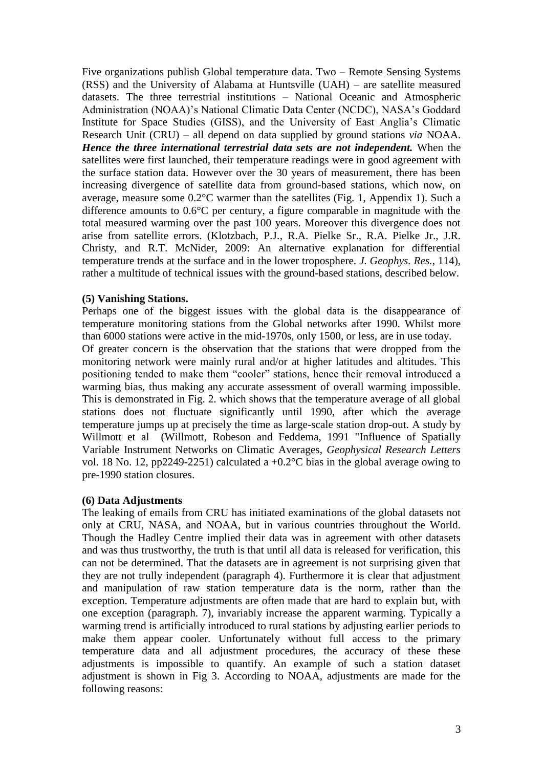Five organizations publish Global temperature data. Two – Remote Sensing Systems (RSS) and the University of Alabama at Huntsville (UAH) – are satellite measured datasets. The three terrestrial institutions – National Oceanic and Atmospheric Administration (NOAA)'s National Climatic Data Center (NCDC), NASA's Goddard Institute for Space Studies (GISS), and the University of East Anglia's Climatic Research Unit (CRU) – all depend on data supplied by ground stations *via* NOAA. ***Hence the three international terrestrial data sets are not independent.*** When the satellites were first launched, their temperature readings were in good agreement with the surface station data. However over the 30 years of measurement, there has been increasing divergence of satellite data from ground-based stations, which now, on average, measure some 0.2°C warmer than the satellites (Fig. 1, Appendix 1). Such a difference amounts to 0.6°C per century, a figure comparable in magnitude with the total measured warming over the past 100 years. Moreover this divergence does not arise from satellite errors. (Klotzbach, P.J., R.A. Pielke Sr., R.A. Pielke Jr., J.R. Christy, and R.T. McNider, 2009: An alternative explanation for differential temperature trends at the surface and in the lower troposphere. *J. Geophys. Res.*, 114), rather a multitude of technical issues with the ground-based stations, described below.

**(5) Vanishing Stations.**

Perhaps one of the biggest issues with the global data is the disappearance of temperature monitoring stations from the Global networks after 1990. Whilst more than 6000 stations were active in the mid-1970s, only 1500, or less, are in use today.
Of greater concern is the observation that the stations that were dropped from the monitoring network were mainly rural and/or at higher latitudes and altitudes. This positioning tended to make them "cooler" stations, hence their removal introduced a warming bias, thus making any accurate assessment of overall warming impossible. This is demonstrated in Fig. 2. which shows that the temperature average of all global stations does not fluctuate significantly until 1990, after which the average temperature jumps up at precisely the time as large-scale station drop-out. A study by Willmott et al (Willmott, Robeson and Feddema, 1991 "Influence of Spatially Variable Instrument Networks on Climatic Averages, *Geophysical Research Letters* vol. 18 No. 12, pp2249-2251) calculated a +0.2°C bias in the global average owing to pre-1990 station closures.

**(6) Data Adjustments**

The leaking of emails from CRU has initiated examinations of the global datasets not only at CRU, NASA, and NOAA, but in various countries throughout the World. Though the Hadley Centre implied their data was in agreement with other datasets and was thus trustworthy, the truth is that until all data is released for verification, this can not be determined. That the datasets are in agreement is not surprising given that they are not trully independent (paragraph 4). Furthermore it is clear that adjustment and manipulation of raw station temperature data is the norm, rather than the exception. Temperature adjustments are often made that are hard to explain but, with one exception (paragraph. 7), invariably increase the apparent warming. Typically a warming trend is artificially introduced to rural stations by adjusting earlier periods to make them appear cooler. Unfortunately without full access to the primary temperature data and all adjustment procedures, the accuracy of these these adjustments is impossible to quantify. An example of such a station dataset adjustment is shown in Fig 3. According to NOAA, adjustments are made for the following reasons: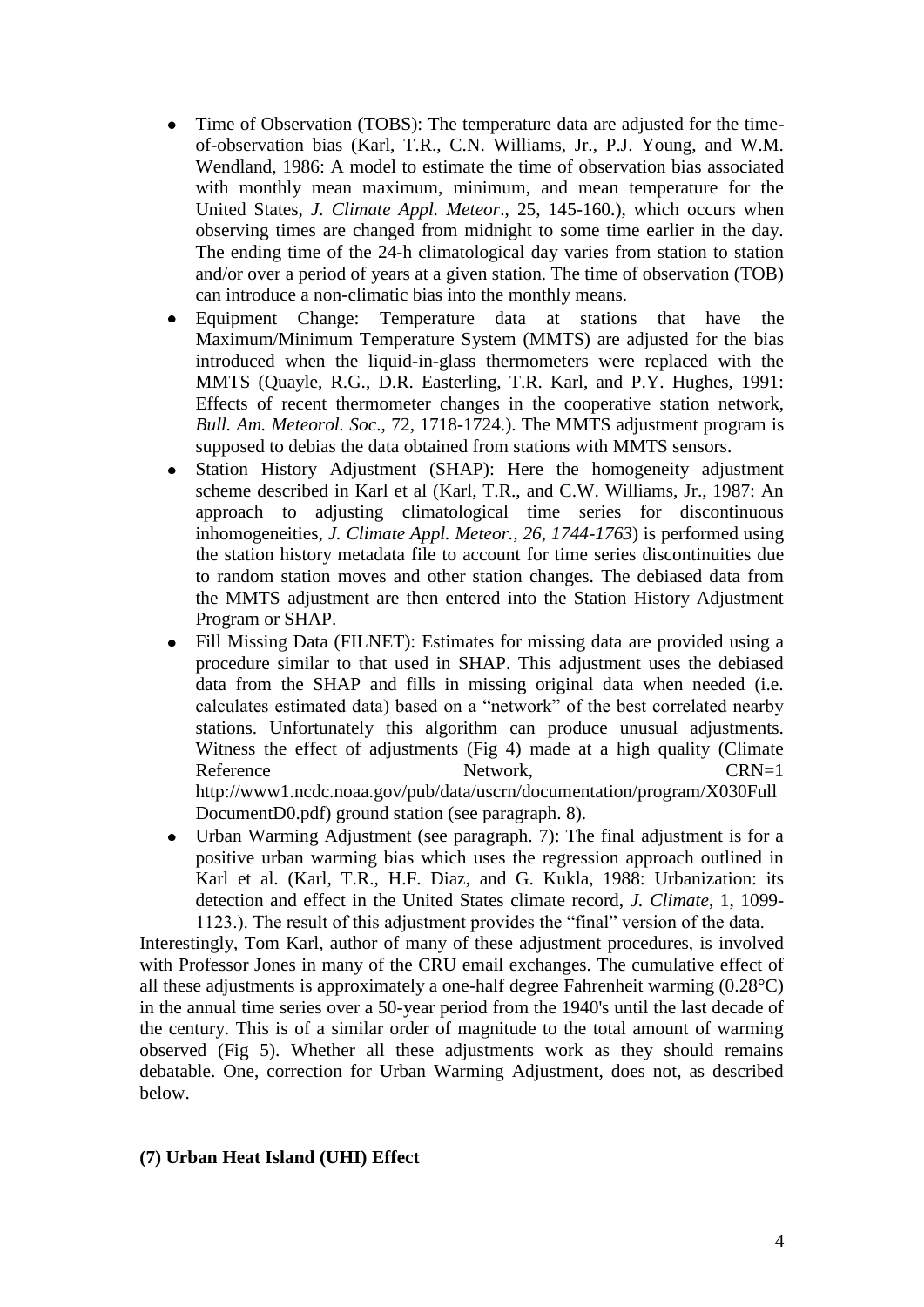- Time of Observation (TOBS): The temperature data are adjusted for the time-of-observation bias (Karl, T.R., C.N. Williams, Jr., P.J. Young, and W.M. Wendland, 1986: A model to estimate the time of observation bias associated with monthly mean maximum, minimum, and mean temperature for the United States, *J. Climate Appl. Meteor*., 25, 145-160.), which occurs when observing times are changed from midnight to some time earlier in the day. The ending time of the 24-h climatological day varies from station to station and/or over a period of years at a given station. The time of observation (TOB) can introduce a non-climatic bias into the monthly means.
- Equipment Change: Temperature data at stations that have the Maximum/Minimum Temperature System (MMTS) are adjusted for the bias introduced when the liquid-in-glass thermometers were replaced with the MMTS (Quayle, R.G., D.R. Easterling, T.R. Karl, and P.Y. Hughes, 1991: Effects of recent thermometer changes in the cooperative station network, *Bull. Am. Meteorol. Soc*., 72, 1718-1724.). The MMTS adjustment program is supposed to debias the data obtained from stations with MMTS sensors.
- Station History Adjustment (SHAP): Here the homogeneity adjustment scheme described in Karl et al (Karl, T.R., and C.W. Williams, Jr., 1987: An approach to adjusting climatological time series for discontinuous inhomogeneities, *J. Climate Appl. Meteor., 26, 1744-1763*) is performed using the station history metadata file to account for time series discontinuities due to random station moves and other station changes. The debiased data from the MMTS adjustment are then entered into the Station History Adjustment Program or SHAP.
- Fill Missing Data (FILNET): Estimates for missing data are provided using a procedure similar to that used in SHAP. This adjustment uses the debiased data from the SHAP and fills in missing original data when needed (i.e. calculates estimated data) based on a "network" of the best correlated nearby stations. Unfortunately this algorithm can produce unusual adjustments. Witness the effect of adjustments (Fig 4) made at a high quality (Climate Reference Network, CRN=1 http://www1.ncdc.noaa.gov/pub/data/uscrn/documentation/program/X030FullDocumentD0.pdf) ground station (see paragraph. 8).
- Urban Warming Adjustment (see paragraph. 7): The final adjustment is for a positive urban warming bias which uses the regression approach outlined in Karl et al. (Karl, T.R., H.F. Diaz, and G. Kukla, 1988: Urbanization: its detection and effect in the United States climate record, *J. Climate*, 1, 1099-1123.). The result of this adjustment provides the "final" version of the data.

Interestingly, Tom Karl, author of many of these adjustment procedures, is involved with Professor Jones in many of the CRU email exchanges. The cumulative effect of all these adjustments is approximately a one-half degree Fahrenheit warming (0.28°C) in the annual time series over a 50-year period from the 1940's until the last decade of the century. This is of a similar order of magnitude to the total amount of warming observed (Fig 5). Whether all these adjustments work as they should remains debatable. One, correction for Urban Warming Adjustment, does not, as described below.

**(7) Urban Heat Island (UHI) Effect**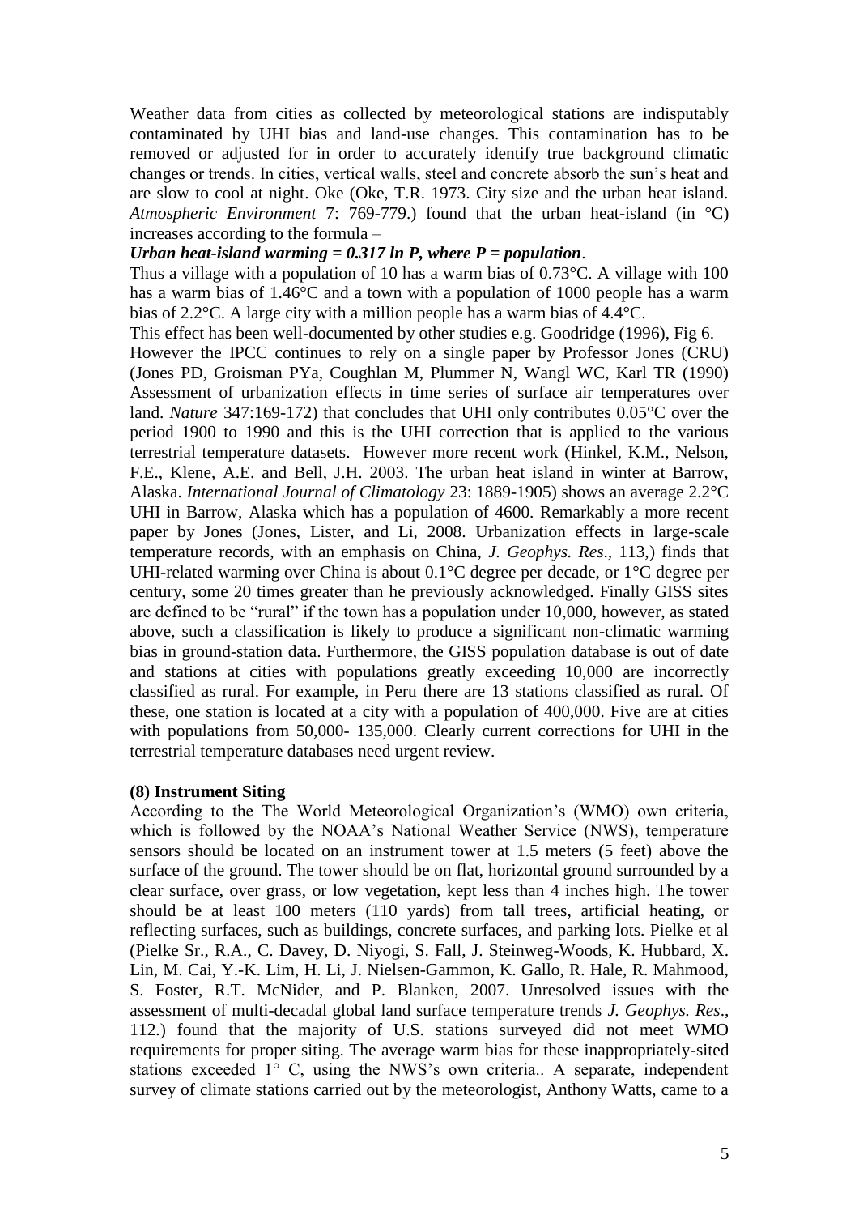Weather data from cities as collected by meteorological stations are indisputably contaminated by UHI bias and land-use changes. This contamination has to be removed or adjusted for in order to accurately identify true background climatic changes or trends. In cities, vertical walls, steel and concrete absorb the sun's heat and are slow to cool at night. Oke (Oke, T.R. 1973. City size and the urban heat island. *Atmospheric Environment* 7: 769-779.) found that the urban heat-island (in °C) increases according to the formula –

***Urban heat-island warming = 0.317 ln P, where P = population***.

Thus a village with a population of 10 has a warm bias of 0.73°C. A village with 100 has a warm bias of 1.46°C and a town with a population of 1000 people has a warm bias of 2.2°C. A large city with a million people has a warm bias of 4.4°C.

This effect has been well-documented by other studies e.g. Goodridge (1996), Fig 6.

However the IPCC continues to rely on a single paper by Professor Jones (CRU) (Jones PD, Groisman PYa, Coughlan M, Plummer N, Wangl WC, Karl TR (1990) Assessment of urbanization effects in time series of surface air temperatures over land. *Nature* 347:169-172) that concludes that UHI only contributes 0.05°C over the period 1900 to 1990 and this is the UHI correction that is applied to the various terrestrial temperature datasets. However more recent work (Hinkel, K.M., Nelson, F.E., Klene, A.E. and Bell, J.H. 2003. The urban heat island in winter at Barrow, Alaska. *International Journal of Climatology* 23: 1889-1905) shows an average 2.2°C UHI in Barrow, Alaska which has a population of 4600. Remarkably a more recent paper by Jones (Jones, Lister, and Li, 2008. Urbanization effects in large-scale temperature records, with an emphasis on China, *J. Geophys. Res*., 113,) finds that UHI-related warming over China is about 0.1°C degree per decade, or 1°C degree per century, some 20 times greater than he previously acknowledged. Finally GISS sites are defined to be "rural" if the town has a population under 10,000, however, as stated above, such a classification is likely to produce a significant non-climatic warming bias in ground-station data. Furthermore, the GISS population database is out of date and stations at cities with populations greatly exceeding 10,000 are incorrectly classified as rural. For example, in Peru there are 13 stations classified as rural. Of these, one station is located at a city with a population of 400,000. Five are at cities with populations from 50,000- 135,000. Clearly current corrections for UHI in the terrestrial temperature databases need urgent review.

**(8) Instrument Siting**

According to the The World Meteorological Organization's (WMO) own criteria, which is followed by the NOAA's National Weather Service (NWS), temperature sensors should be located on an instrument tower at 1.5 meters (5 feet) above the surface of the ground. The tower should be on flat, horizontal ground surrounded by a clear surface, over grass, or low vegetation, kept less than 4 inches high. The tower should be at least 100 meters (110 yards) from tall trees, artificial heating, or reflecting surfaces, such as buildings, concrete surfaces, and parking lots. Pielke et al (Pielke Sr., R.A., C. Davey, D. Niyogi, S. Fall, J. Steinweg-Woods, K. Hubbard, X. Lin, M. Cai, Y.-K. Lim, H. Li, J. Nielsen-Gammon, K. Gallo, R. Hale, R. Mahmood, S. Foster, R.T. McNider, and P. Blanken, 2007. Unresolved issues with the assessment of multi-decadal global land surface temperature trends *J. Geophys. Res*., 112.) found that the majority of U.S. stations surveyed did not meet WMO requirements for proper siting. The average warm bias for these inappropriately-sited stations exceeded 1° C, using the NWS's own criteria.. A separate, independent survey of climate stations carried out by the meteorologist, Anthony Watts, came to a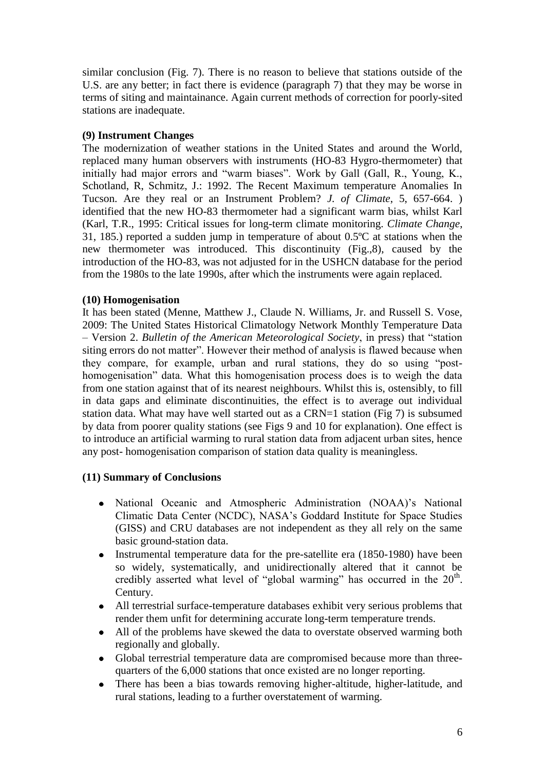similar conclusion (Fig. 7). There is no reason to believe that stations outside of the U.S. are any better; in fact there is evidence (paragraph 7) that they may be worse in terms of siting and maintainance. Again current methods of correction for poorly-sited stations are inadequate.

**(9) Instrument Changes**

The modernization of weather stations in the United States and around the World, replaced many human observers with instruments (HO-83 Hygro-thermometer) that initially had major errors and "warm biases". Work by Gall (Gall, R., Young, K., Schotland, R, Schmitz, J.: 1992. The Recent Maximum temperature Anomalies In Tucson. Are they real or an Instrument Problem? *J. of Climate*, 5, 657-664. ) identified that the new HO-83 thermometer had a significant warm bias, whilst Karl (Karl, T.R., 1995: Critical issues for long-term climate monitoring. *Climate Change*, 31, 185.) reported a sudden jump in temperature of about 0.5ºC at stations when the new thermometer was introduced. This discontinuity (Fig.,8), caused by the introduction of the HO-83, was not adjusted for in the USHCN database for the period from the 1980s to the late 1990s, after which the instruments were again replaced.

**(10) Homogenisation**

It has been stated (Menne, Matthew J., Claude N. Williams, Jr. and Russell S. Vose, 2009: The United States Historical Climatology Network Monthly Temperature Data – Version 2. *Bulletin of the American Meteorological Society*, in press) that "station siting errors do not matter". However their method of analysis is flawed because when they compare, for example, urban and rural stations, they do so using "post-homogenisation" data. What this homogenisation process does is to weigh the data from one station against that of its nearest neighbours. Whilst this is, ostensibly, to fill in data gaps and eliminate discontinuities, the effect is to average out individual station data. What may have well started out as a CRN=1 station (Fig 7) is subsumed by data from poorer quality stations (see Figs 9 and 10 for explanation). One effect is to introduce an artificial warming to rural station data from adjacent urban sites, hence any post- homogenisation comparison of station data quality is meaningless.

**(11) Summary of Conclusions**

- National Oceanic and Atmospheric Administration (NOAA)'s National Climatic Data Center (NCDC), NASA's Goddard Institute for Space Studies (GISS) and CRU databases are not independent as they all rely on the same basic ground-station data.
- Instrumental temperature data for the pre-satellite era (1850-1980) have been so widely, systematically, and unidirectionally altered that it cannot be credibly asserted what level of "global warming" has occurred in the 20th. Century.
- All terrestrial surface-temperature databases exhibit very serious problems that render them unfit for determining accurate long-term temperature trends.
- All of the problems have skewed the data to overstate observed warming both regionally and globally.
- Global terrestrial temperature data are compromised because more than three-quarters of the 6,000 stations that once existed are no longer reporting.
- There has been a bias towards removing higher-altitude, higher-latitude, and rural stations, leading to a further overstatement of warming.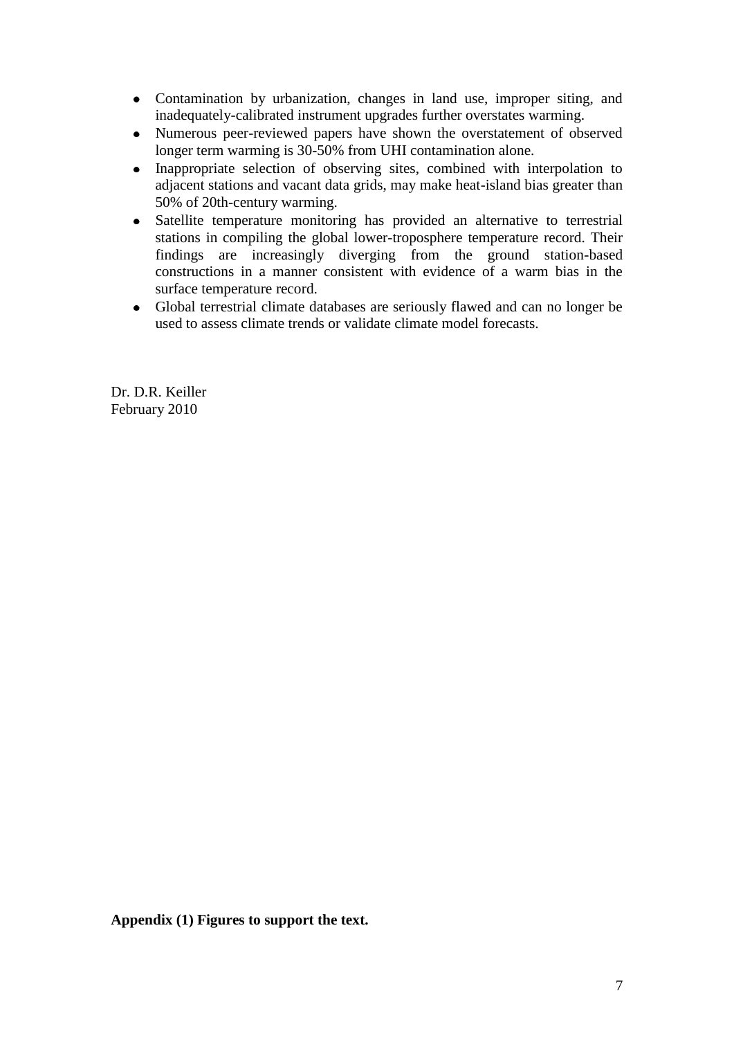- Contamination by urbanization, changes in land use, improper siting, and inadequately-calibrated instrument upgrades further overstates warming.
- Numerous peer-reviewed papers have shown the overstatement of observed longer term warming is 30-50% from UHI contamination alone.
- Inappropriate selection of observing sites, combined with interpolation to adjacent stations and vacant data grids, may make heat-island bias greater than 50% of 20th-century warming.
- Satellite temperature monitoring has provided an alternative to terrestrial stations in compiling the global lower-troposphere temperature record. Their findings are increasingly diverging from the ground station-based constructions in a manner consistent with evidence of a warm bias in the surface temperature record.
- Global terrestrial climate databases are seriously flawed and can no longer be used to assess climate trends or validate climate model forecasts.

Dr. D.R. Keiller
February 2010

**Appendix (1) Figures to support the text.**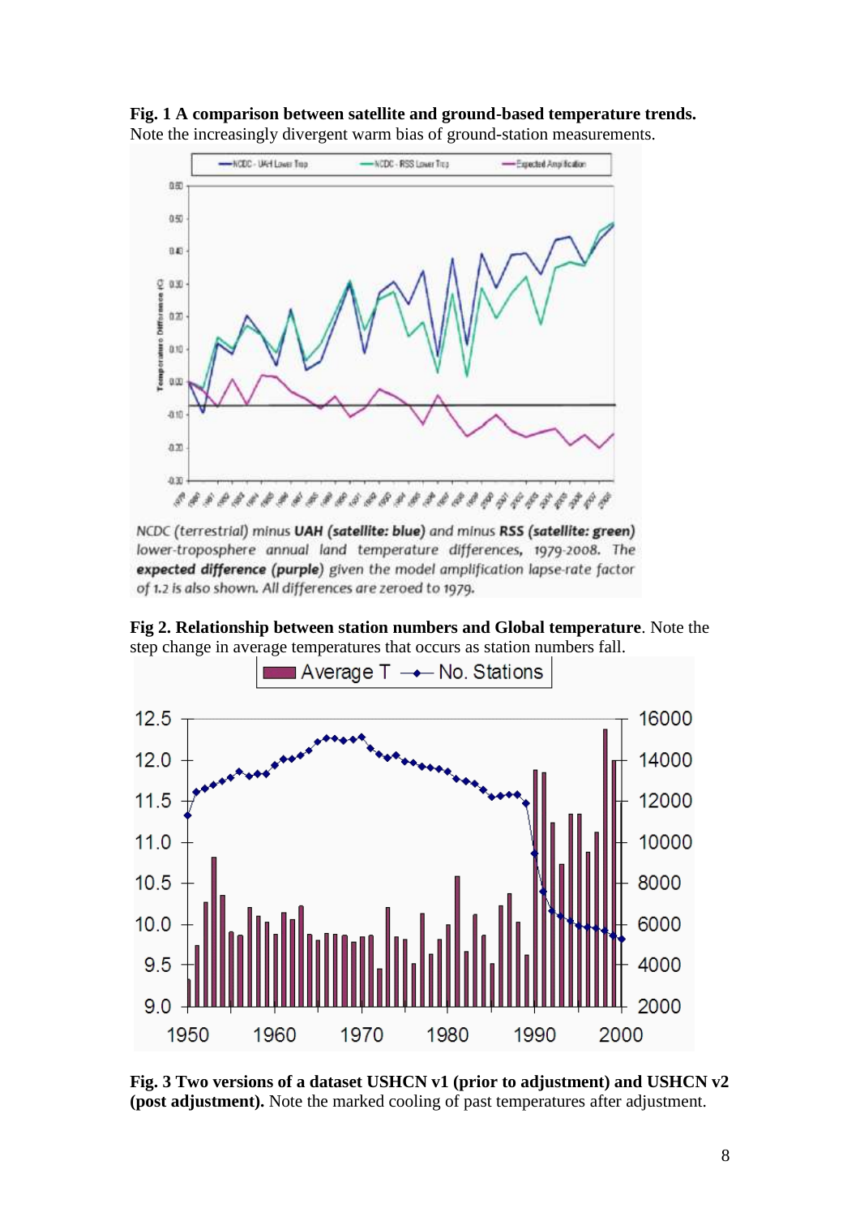**Fig. 1 A comparison between satellite and ground-based temperature trends.** Note the increasingly divergent warm bias of ground-station measurements.

NCDC (terrestrial) minus **UAH (satellite: blue)** and minus **RSS (satellite: green)** lower-troposphere annual land temperature differences, 1979-2008. The **expected difference (purple)** given the model amplification lapse-rate factor of 1.2 is also shown. All differences are zeroed to 1979.

**Fig 2. Relationship between station numbers and Global temperature**. Note the step change in average temperatures that occurs as station numbers fall.

**Fig. 3 Two versions of a dataset USHCN v1 (prior to adjustment) and USHCN v2 (post adjustment).** Note the marked cooling of past temperatures after adjustment.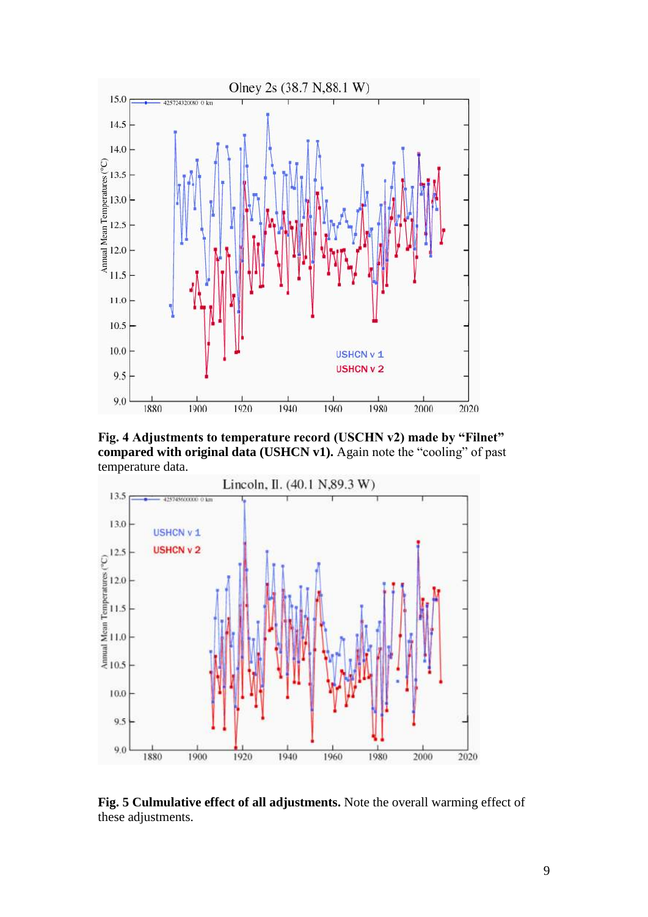**Fig. 4 Adjustments to temperature record (USCHN v2) made by "Filnet" compared with original data (USHCN v1).** Again note the "cooling" of past temperature data.

**Fig. 5 Culmulative effect of all adjustments.** Note the overall warming effect of these adjustments.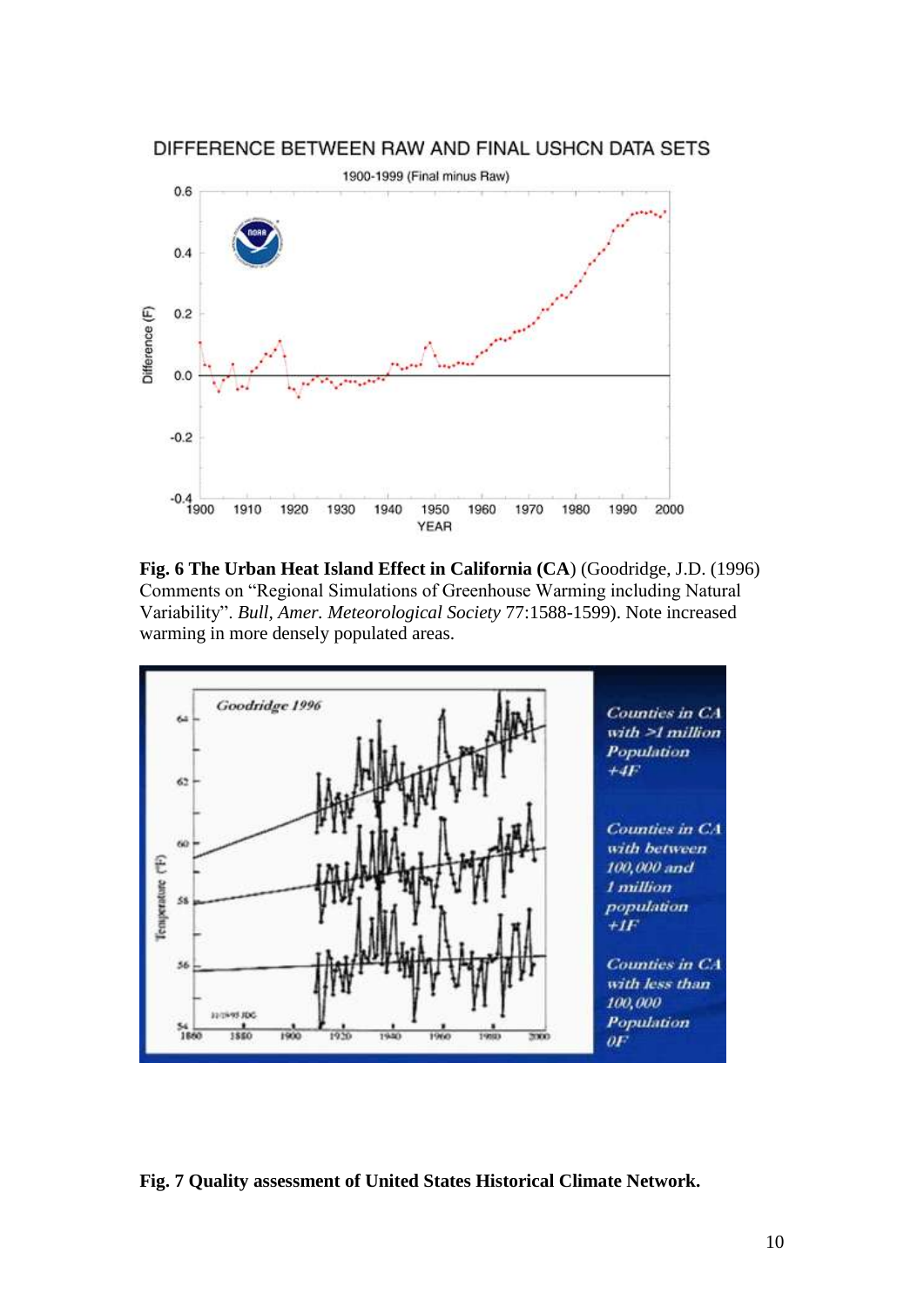**Fig. 6 The Urban Heat Island Effect in California (CA**) (Goodridge, J.D. (1996) Comments on "Regional Simulations of Greenhouse Warming including Natural Variability". *Bull, Amer. Meteorological Society* 77:1588-1599). Note increased warming in more densely populated areas.

**Fig. 7 Quality assessment of United States Historical Climate Network.**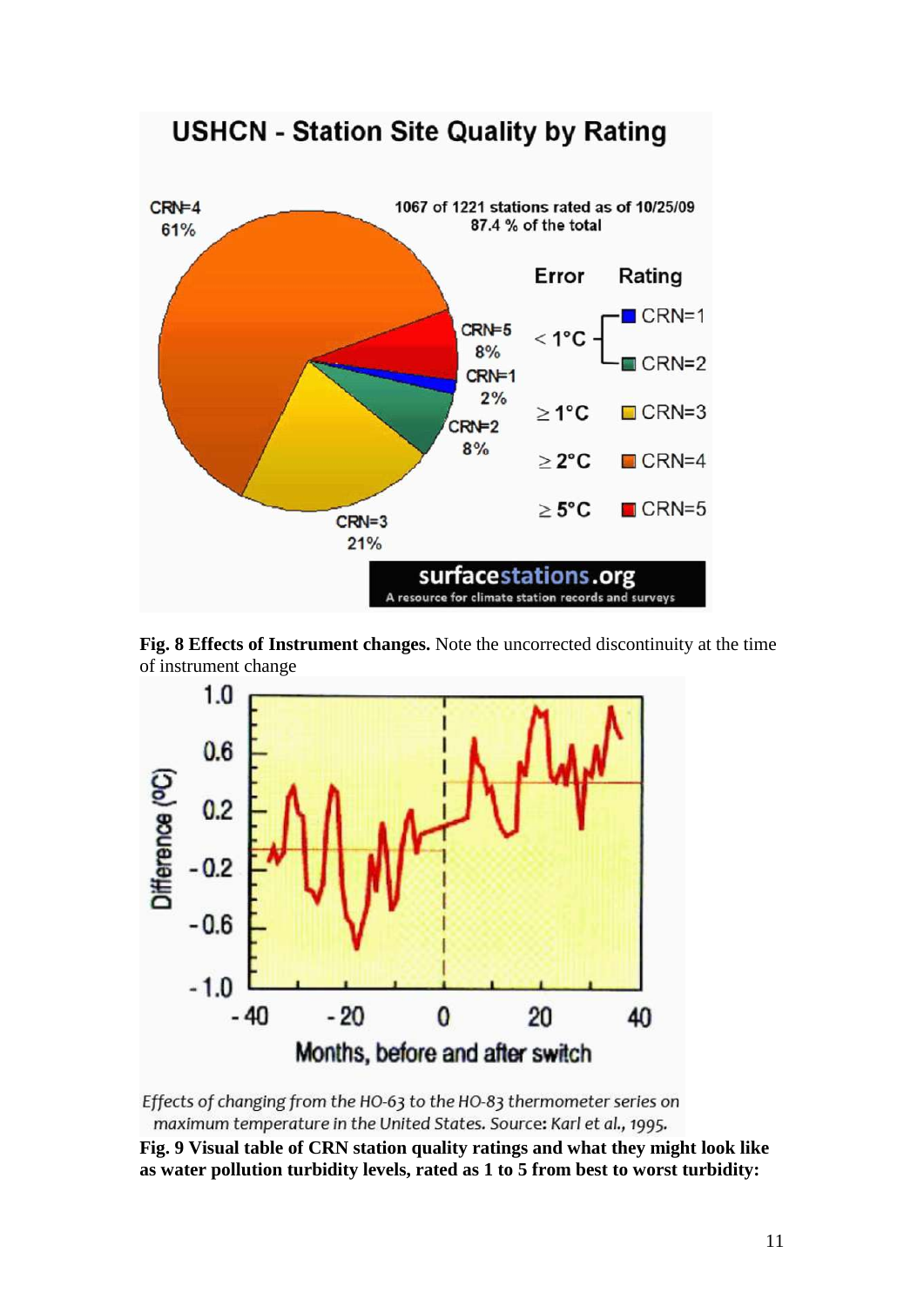**Fig. 8 Effects of Instrument changes.** Note the uncorrected discontinuity at the time of instrument change

*Effects of changing from the HO-63 to the HO-83 thermometer series on maximum temperature in the United States. Source: Karl et al., 1995.*

**Fig. 9 Visual table of CRN station quality ratings and what they might look like as water pollution turbidity levels, rated as 1 to 5 from best to worst turbidity:**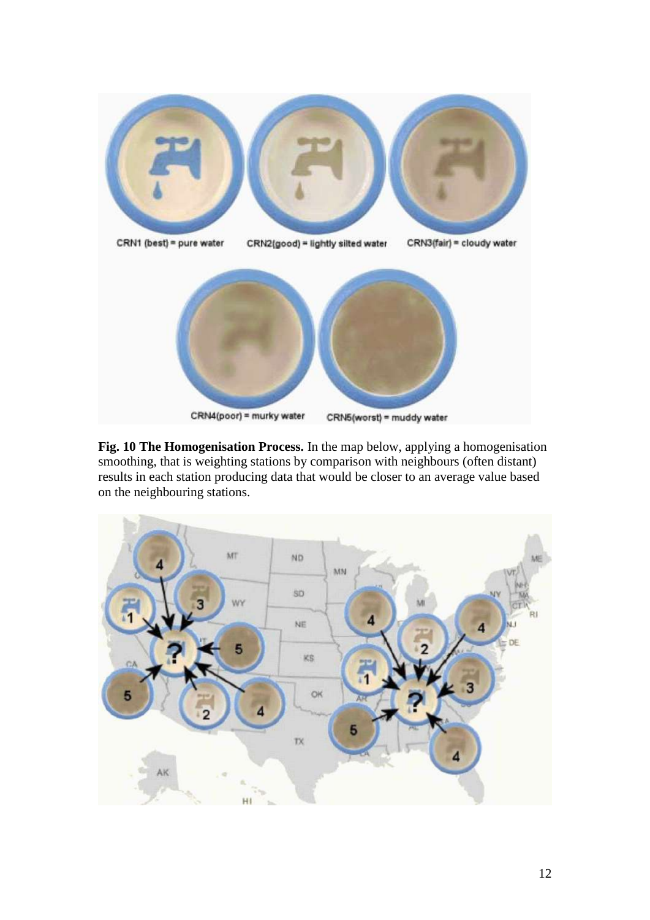CRN1 (best) = pure water

CRN2(good) = lightly silted water

CRN3(fair) = cloudy water

CRN4(poor) = murky water

CRN5(worst) = muddy water

**Fig. 10 The Homogenisation Process.** In the map below, applying a homogenisation smoothing, that is weighting stations by comparison with neighbours (often distant) results in each station producing data that would be closer to an average value based on the neighbouring stations.